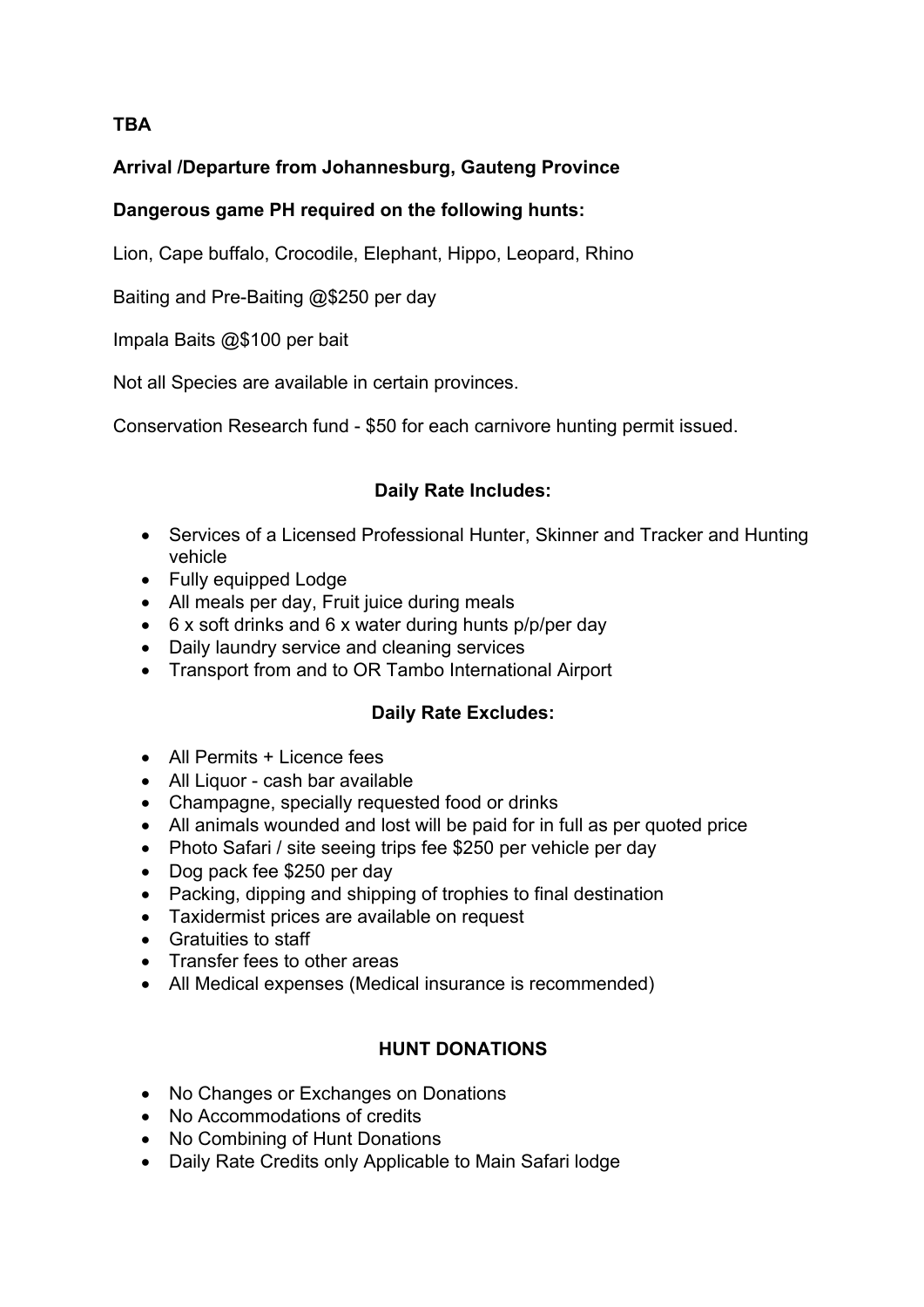**TBA**

**Arrival /Departure from Johannesburg, Gauteng Province**

**Dangerous game PH required on the following hunts:**

Lion, Cape buffalo, Crocodile, Elephant, Hippo, Leopard, Rhino

Baiting and Pre-Baiting @$250 per day

Impala Baits @$100 per bait

Not all Species are available in certain provinces.

Conservation Research fund - $50 for each carnivore hunting permit issued.

**Daily Rate Includes:**

- Services of a Licensed Professional Hunter, Skinner and Tracker and Hunting vehicle
- Fully equipped Lodge
- All meals per day, Fruit juice during meals
- 6 x soft drinks and 6 x water during hunts p/p/per day
- Daily laundry service and cleaning services
- Transport from and to OR Tambo International Airport

**Daily Rate Excludes:**

- All Permits + Licence fees
- All Liquor - cash bar available
- Champagne, specially requested food or drinks
- All animals wounded and lost will be paid for in full as per quoted price
- Photo Safari / site seeing trips fee $250 per vehicle per day
- Dog pack fee $250 per day
- Packing, dipping and shipping of trophies to final destination
- Taxidermist prices are available on request
- Gratuities to staff
- Transfer fees to other areas
- All Medical expenses (Medical insurance is recommended)

**HUNT DONATIONS**

- No Changes or Exchanges on Donations
- No Accommodations of credits
- No Combining of Hunt Donations
- Daily Rate Credits only Applicable to Main Safari lodge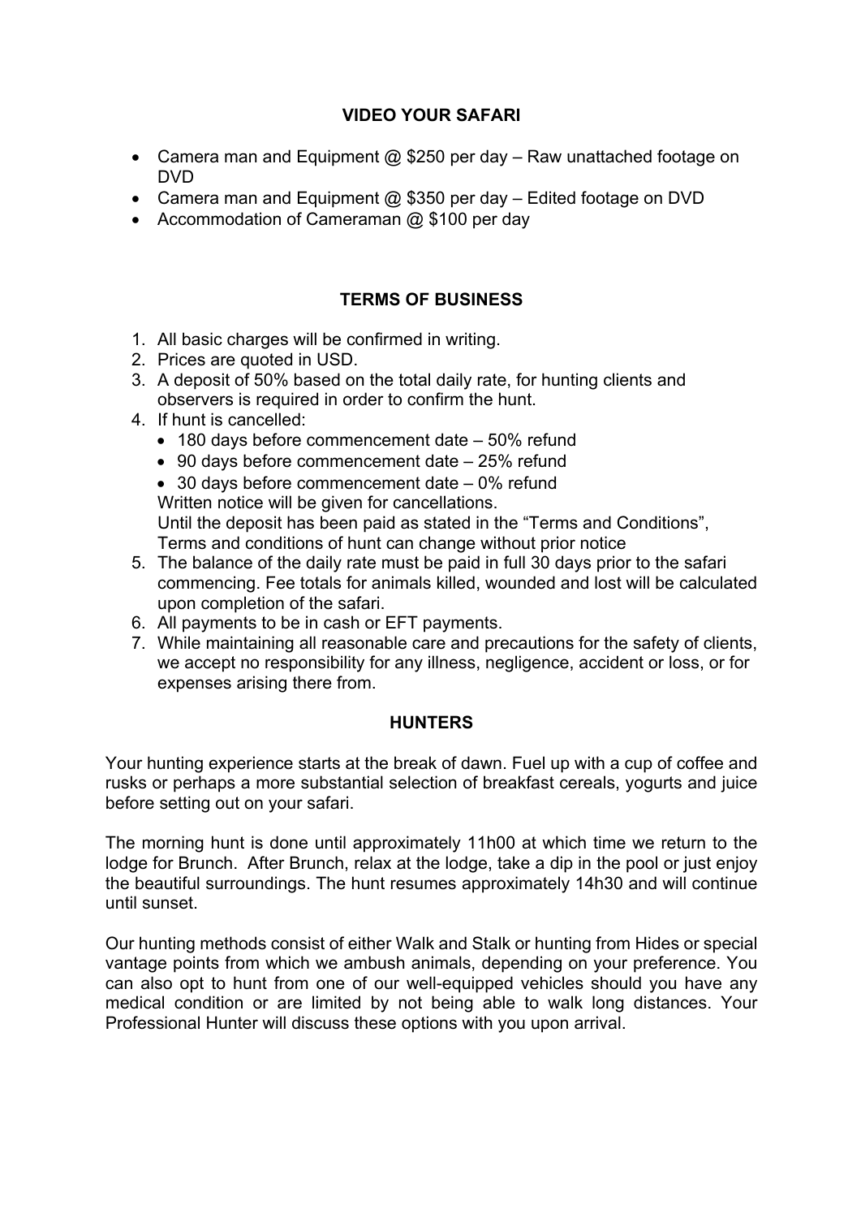## VIDEO YOUR SAFARI

- Camera man and Equipment @ $250 per day – Raw unattached footage on DVD
- Camera man and Equipment @ $350 per day – Edited footage on DVD
- Accommodation of Cameraman @ $100 per day

## TERMS OF BUSINESS

1. All basic charges will be confirmed in writing.
2. Prices are quoted in USD.
3. A deposit of 50% based on the total daily rate, for hunting clients and observers is required in order to confirm the hunt.
4. If hunt is cancelled:
   - 180 days before commencement date – 50% refund
   - 90 days before commencement date – 25% refund
   - 30 days before commencement date – 0% refund

   Written notice will be given for cancellations.
   Until the deposit has been paid as stated in the "Terms and Conditions", Terms and conditions of hunt can change without prior notice
5. The balance of the daily rate must be paid in full 30 days prior to the safari commencing. Fee totals for animals killed, wounded and lost will be calculated upon completion of the safari.
6. All payments to be in cash or EFT payments.
7. While maintaining all reasonable care and precautions for the safety of clients, we accept no responsibility for any illness, negligence, accident or loss, or for expenses arising there from.

## HUNTERS

Your hunting experience starts at the break of dawn. Fuel up with a cup of coffee and rusks or perhaps a more substantial selection of breakfast cereals, yogurts and juice before setting out on your safari.

The morning hunt is done until approximately 11h00 at which time we return to the lodge for Brunch. After Brunch, relax at the lodge, take a dip in the pool or just enjoy the beautiful surroundings. The hunt resumes approximately 14h30 and will continue until sunset.

Our hunting methods consist of either Walk and Stalk or hunting from Hides or special vantage points from which we ambush animals, depending on your preference. You can also opt to hunt from one of our well-equipped vehicles should you have any medical condition or are limited by not being able to walk long distances. Your Professional Hunter will discuss these options with you upon arrival.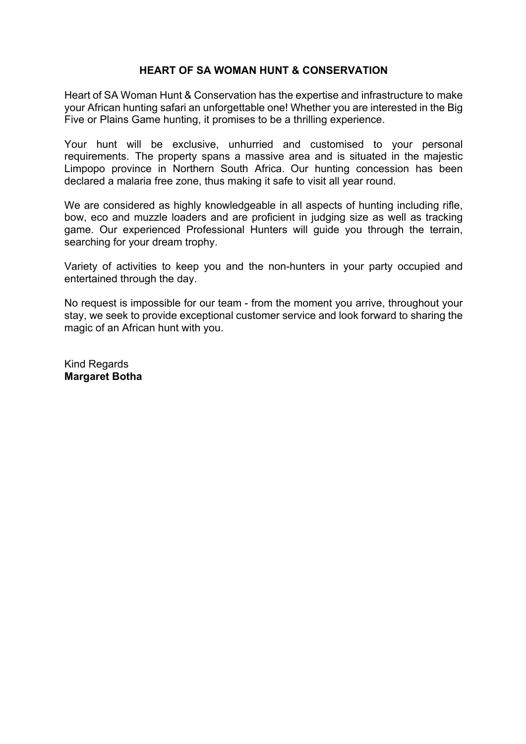## HEART OF SA WOMAN HUNT & CONSERVATION

Heart of SA Woman Hunt & Conservation has the expertise and infrastructure to make your African hunting safari an unforgettable one! Whether you are interested in the Big Five or Plains Game hunting, it promises to be a thrilling experience.

Your hunt will be exclusive, unhurried and customised to your personal requirements. The property spans a massive area and is situated in the majestic Limpopo province in Northern South Africa. Our hunting concession has been declared a malaria free zone, thus making it safe to visit all year round.

We are considered as highly knowledgeable in all aspects of hunting including rifle, bow, eco and muzzle loaders and are proficient in judging size as well as tracking game. Our experienced Professional Hunters will guide you through the terrain, searching for your dream trophy.

Variety of activities to keep you and the non-hunters in your party occupied and entertained through the day.

No request is impossible for our team - from the moment you arrive, throughout your stay, we seek to provide exceptional customer service and look forward to sharing the magic of an African hunt with you.

Kind Regards
**Margaret Botha**